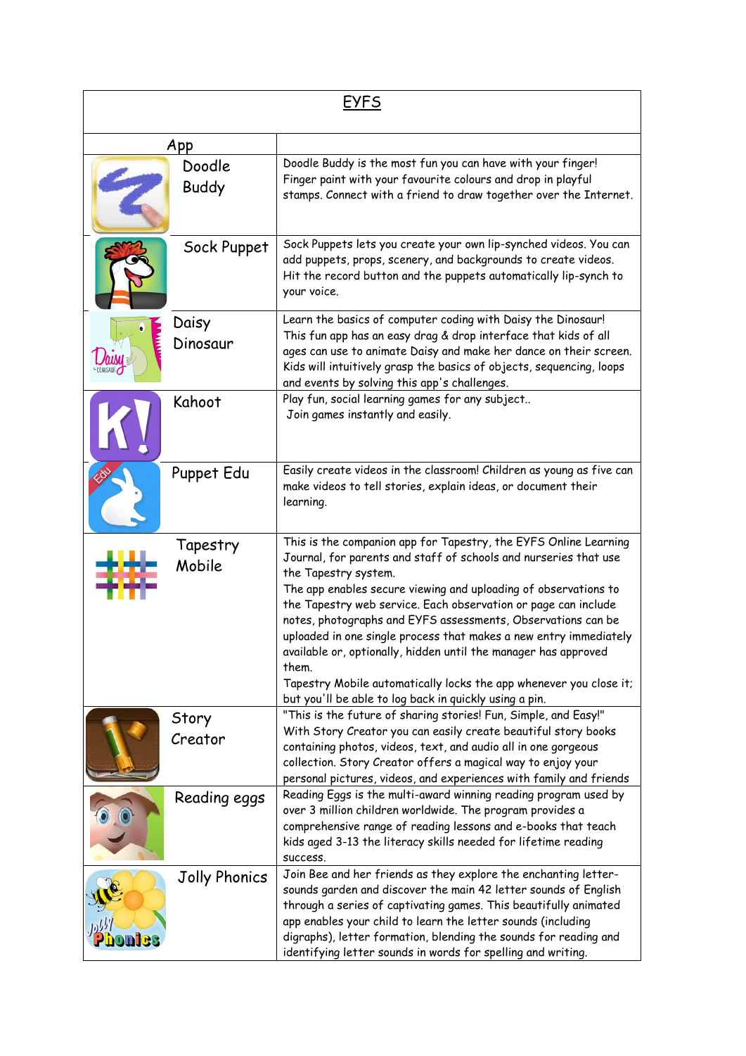| EYFS | |
|---|---|
| App | |
| Doodle Buddy | Doodle Buddy is the most fun you can have with your finger! Finger paint with your favourite colours and drop in playful stamps. Connect with a friend to draw together over the Internet. |
| Sock Puppet | Sock Puppets lets you create your own lip-synched videos. You can add puppets, props, scenery, and backgrounds to create videos. Hit the record button and the puppets automatically lip-synch to your voice. |
| Daisy Dinosaur | Learn the basics of computer coding with Daisy the Dinosaur! This fun app has an easy drag & drop interface that kids of all ages can use to animate Daisy and make her dance on their screen. Kids will intuitively grasp the basics of objects, sequencing, loops and events by solving this app's challenges. |
| Kahoot | Play fun, social learning games for any subject.. Join games instantly and easily. |
| Puppet Edu | Easily create videos in the classroom! Children as young as five can make videos to tell stories, explain ideas, or document their learning. |
| Tapestry Mobile | This is the companion app for Tapestry, the EYFS Online Learning Journal, for parents and staff of schools and nurseries that use the Tapestry system.<br>The app enables secure viewing and uploading of observations to the Tapestry web service. Each observation or page can include notes, photographs and EYFS assessments, Observations can be uploaded in one single process that makes a new entry immediately available or, optionally, hidden until the manager has approved them.<br>Tapestry Mobile automatically locks the app whenever you close it; but you'll be able to log back in quickly using a pin. |
| Story Creator | "This is the future of sharing stories! Fun, Simple, and Easy!" With Story Creator you can easily create beautiful story books containing photos, videos, text, and audio all in one gorgeous collection. Story Creator offers a magical way to enjoy your personal pictures, videos, and experiences with family and friends |
| Reading eggs | Reading Eggs is the multi-award winning reading program used by over 3 million children worldwide. The program provides a comprehensive range of reading lessons and e-books that teach kids aged 3-13 the literacy skills needed for lifetime reading success. |
| Jolly Phonics | Join Bee and her friends as they explore the enchanting letter-sounds garden and discover the main 42 letter sounds of English through a series of captivating games. This beautifully animated app enables your child to learn the letter sounds (including digraphs), letter formation, blending the sounds for reading and identifying letter sounds in words for spelling and writing. |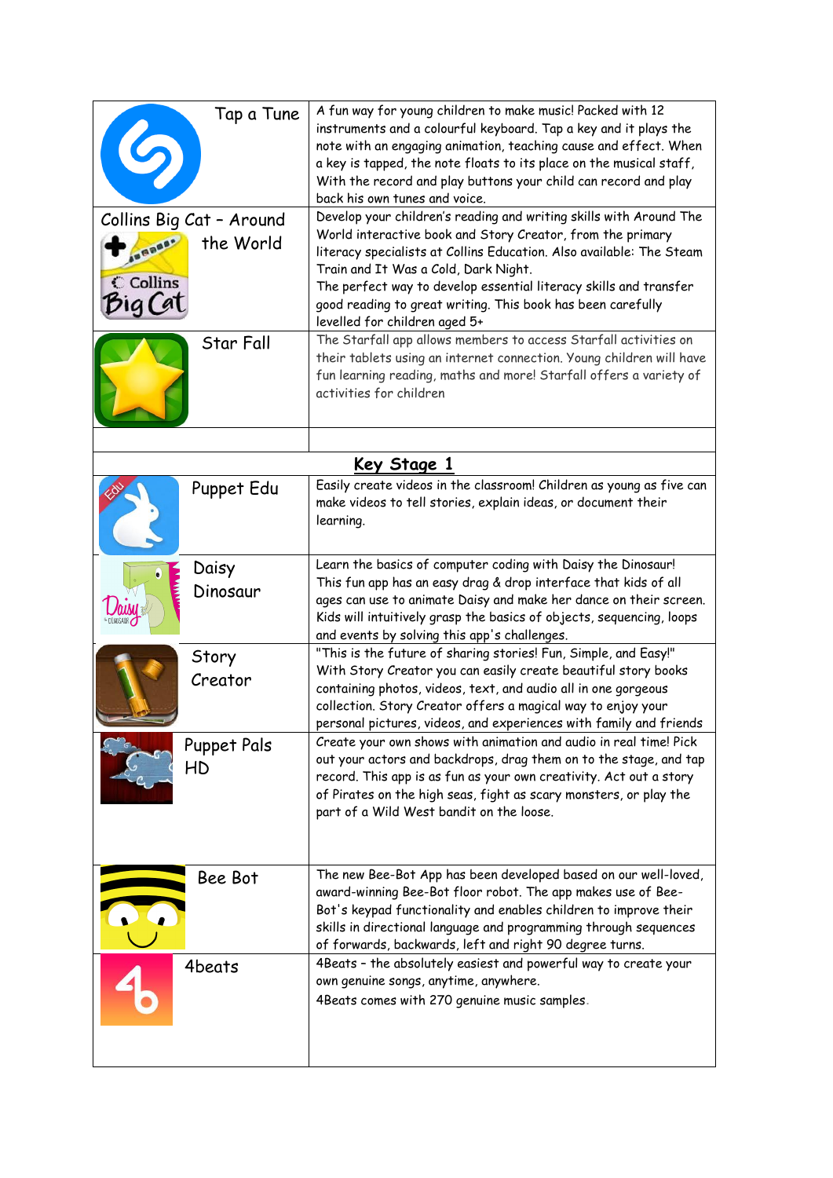| | |
|---|---|
| Tap a Tune | A fun way for young children to make music! Packed with 12 instruments and a colourful keyboard. Tap a key and it plays the note with an engaging animation, teaching cause and effect. When a key is tapped, the note floats to its place on the musical staff, With the record and play buttons your child can record and play back his own tunes and voice. |
| Collins Big Cat – Around the World | Develop your children's reading and writing skills with Around The World interactive book and Story Creator, from the primary literacy specialists at Collins Education. Also available: The Steam Train and It Was a Cold, Dark Night. The perfect way to develop essential literacy skills and transfer good reading to great writing. This book has been carefully levelled for children aged 5+ |
| Star Fall | The Starfall app allows members to access Starfall activities on their tablets using an internet connection. Young children will have fun learning reading, maths and more! Starfall offers a variety of activities for children |
| | |
| **Key Stage 1** | |
| Puppet Edu | Easily create videos in the classroom! Children as young as five can make videos to tell stories, explain ideas, or document their learning. |
| Daisy Dinosaur | Learn the basics of computer coding with Daisy the Dinosaur! This fun app has an easy drag & drop interface that kids of all ages can use to animate Daisy and make her dance on their screen. Kids will intuitively grasp the basics of objects, sequencing, loops and events by solving this app's challenges. |
| Story Creator | "This is the future of sharing stories! Fun, Simple, and Easy!" With Story Creator you can easily create beautiful story books containing photos, videos, text, and audio all in one gorgeous collection. Story Creator offers a magical way to enjoy your personal pictures, videos, and experiences with family and friends |
| Puppet Pals HD | Create your own shows with animation and audio in real time! Pick out your actors and backdrops, drag them on to the stage, and tap record. This app is as fun as your own creativity. Act out a story of Pirates on the high seas, fight as scary monsters, or play the part of a Wild West bandit on the loose. |
| Bee Bot | The new Bee-Bot App has been developed based on our well-loved, award-winning Bee-Bot floor robot. The app makes use of Bee-Bot's keypad functionality and enables children to improve their skills in directional language and programming through sequences of forwards, backwards, left and right 90 degree turns. |
| 4beats | 4Beats – the absolutely easiest and powerful way to create your own genuine songs, anytime, anywhere.<br>4Beats comes with 270 genuine music samples. |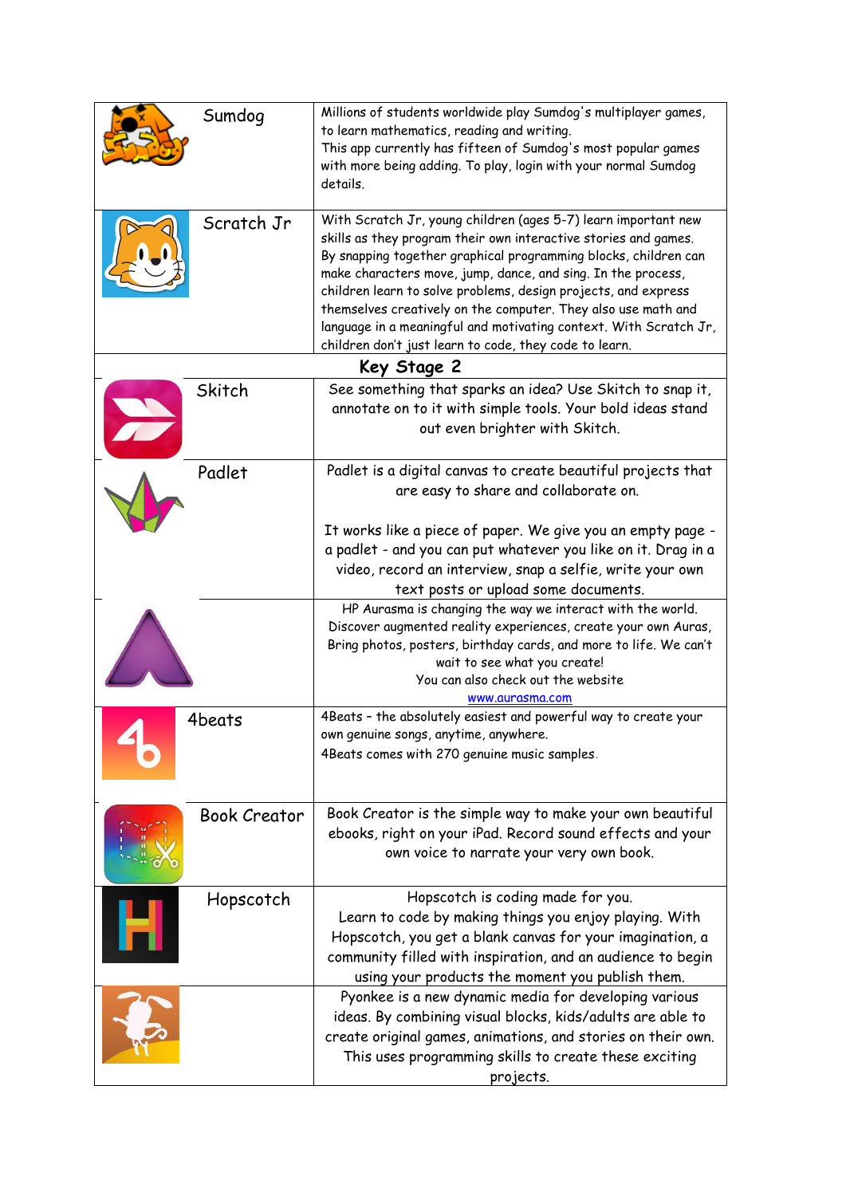| | | |
|---|---|---|
| | Sumdog | Millions of students worldwide play Sumdog's multiplayer games, to learn mathematics, reading and writing. This app currently has fifteen of Sumdog's most popular games with more being adding. To play, login with your normal Sumdog details. |
| | Scratch Jr | With Scratch Jr, young children (ages 5-7) learn important new skills as they program their own interactive stories and games. By snapping together graphical programming blocks, children can make characters move, jump, dance, and sing. In the process, children learn to solve problems, design projects, and express themselves creatively on the computer. They also use math and language in a meaningful and motivating context. With Scratch Jr, children don't just learn to code, they code to learn. |
| **Key Stage 2** | | |
| | Skitch | See something that sparks an idea? Use Skitch to snap it, annotate on to it with simple tools. Your bold ideas stand out even brighter with Skitch. |
| | Padlet | Padlet is a digital canvas to create beautiful projects that are easy to share and collaborate on.<br><br>It works like a piece of paper. We give you an empty page - a padlet - and you can put whatever you like on it. Drag in a video, record an interview, snap a selfie, write your own text posts or upload some documents. |
| | | HP Aurasma is changing the way we interact with the world. Discover augmented reality experiences, create your own Auras, Bring photos, posters, birthday cards, and more to life. We can't wait to see what you create! You can also check out the website [www.aurasma.com](http://www.aurasma.com) |
| | 4beats | 4Beats - the absolutely easiest and powerful way to create your own genuine songs, anytime, anywhere. 4Beats comes with 270 genuine music samples. |
| | Book Creator | Book Creator is the simple way to make your own beautiful ebooks, right on your iPad. Record sound effects and your own voice to narrate your very own book. |
| | Hopscotch | Hopscotch is coding made for you. Learn to code by making things you enjoy playing. With Hopscotch, you get a blank canvas for your imagination, a community filled with inspiration, and an audience to begin using your products the moment you publish them. |
| | | Pyonkee is a new dynamic media for developing various ideas. By combining visual blocks, kids/adults are able to create original games, animations, and stories on their own. This uses programming skills to create these exciting projects. |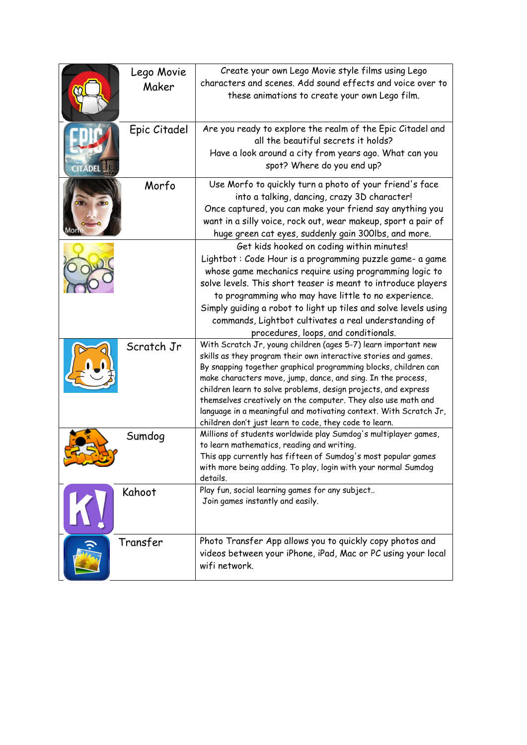| | | |
|---|---|---|
| | Lego Movie Maker | Create your own Lego Movie style films using Lego characters and scenes. Add sound effects and voice over to these animations to create your own Lego film. |
| | Epic Citadel | Are you ready to explore the realm of the Epic Citadel and all the beautiful secrets it holds? Have a look around a city from years ago. What can you spot? Where do you end up? |
| | Morfo | Use Morfo to quickly turn a photo of your friend's face into a talking, dancing, crazy 3D character! Once captured, you can make your friend say anything you want in a silly voice, rock out, wear makeup, sport a pair of huge green cat eyes, suddenly gain 300lbs, and more. |
| | | Get kids hooked on coding within minutes! Lightbot : Code Hour is a programming puzzle game- a game whose game mechanics require using programming logic to solve levels. This short teaser is meant to introduce players to programming who may have little to no experience. Simply guiding a robot to light up tiles and solve levels using commands, Lightbot cultivates a real understanding of procedures, loops, and conditionals. |
| | Scratch Jr | With Scratch Jr, young children (ages 5-7) learn important new skills as they program their own interactive stories and games. By snapping together graphical programming blocks, children can make characters move, jump, dance, and sing. In the process, children learn to solve problems, design projects, and express themselves creatively on the computer. They also use math and language in a meaningful and motivating context. With Scratch Jr, children don't just learn to code, they code to learn. |
| | Sumdog | Millions of students worldwide play Sumdog's multiplayer games, to learn mathematics, reading and writing. This app currently has fifteen of Sumdog's most popular games with more being adding. To play, login with your normal Sumdog details. |
| | Kahoot | Play fun, social learning games for any subject.. Join games instantly and easily. |
| | Transfer | Photo Transfer App allows you to quickly copy photos and videos between your iPhone, iPad, Mac or PC using your local wifi network. |